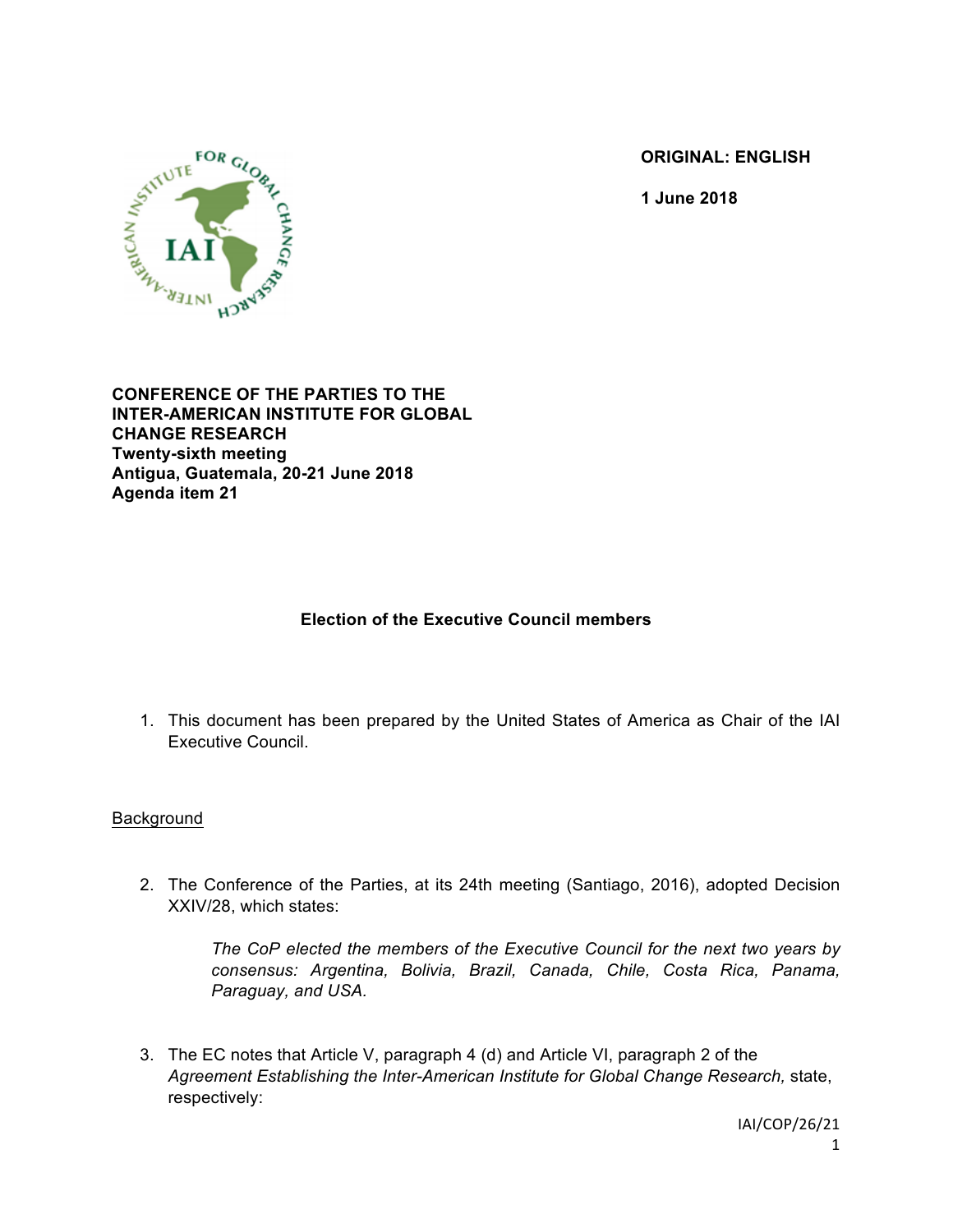**ORIGINAL: ENGLISH**

**1 June 2018**

**CONFERENCE OF THE PARTIES TO THE INTER-AMERICAN INSTITUTE FOR GLOBAL CHANGE RESEARCH**
**Twenty-sixth meeting**
**Antigua, Guatemala, 20-21 June 2018**
**Agenda item 21**

## Election of the Executive Council members

1. This document has been prepared by the United States of America as Chair of the IAI Executive Council.

<u>Background</u>

2. The Conference of the Parties, at its 24th meeting (Santiago, 2016), adopted Decision XXIV/28, which states:

   *The CoP elected the members of the Executive Council for the next two years by consensus: Argentina, Bolivia, Brazil, Canada, Chile, Costa Rica, Panama, Paraguay, and USA.*

3. The EC notes that Article V, paragraph 4 (d) and Article VI, paragraph 2 of the *Agreement Establishing the Inter-American Institute for Global Change Research,* state, respectively: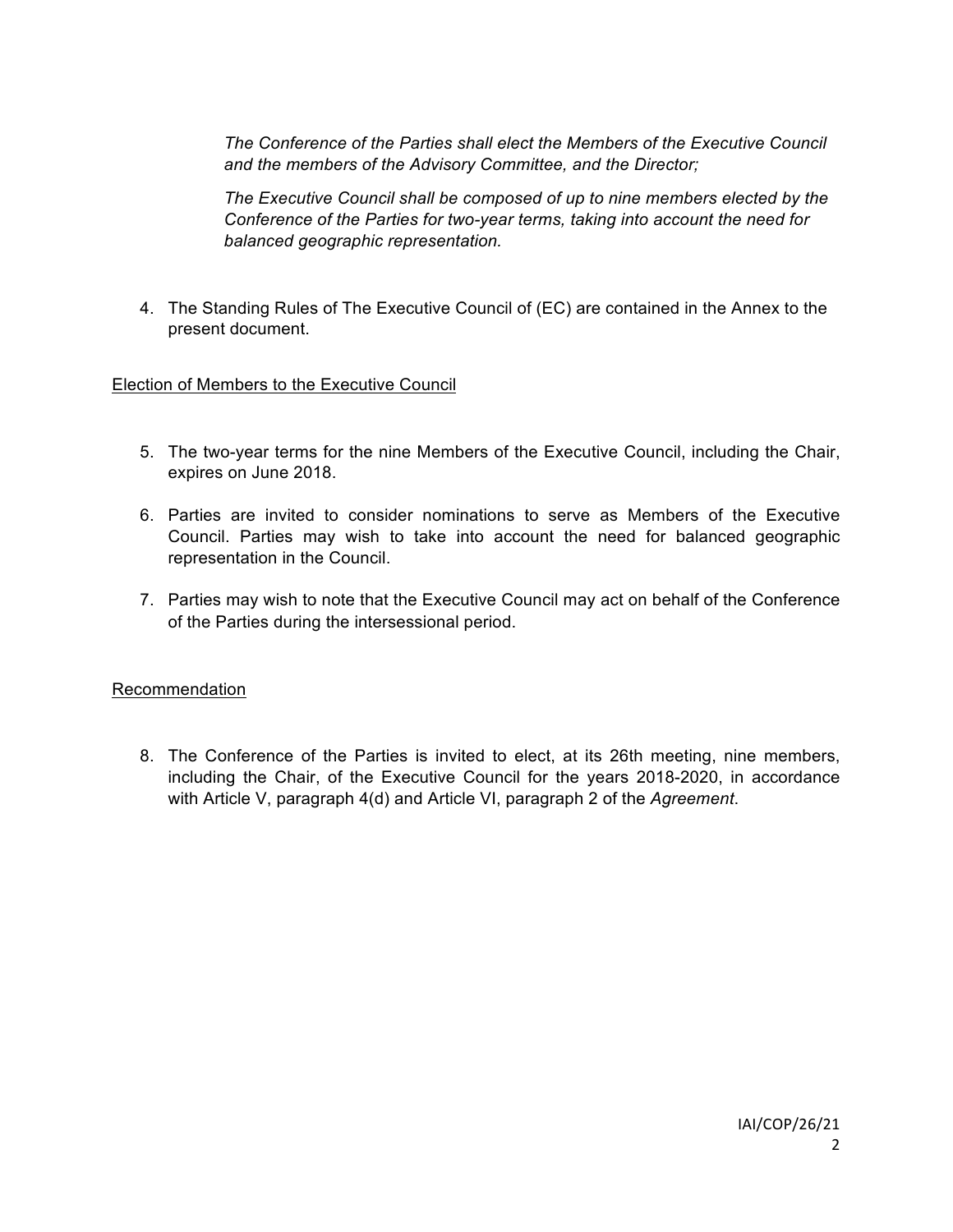*The Conference of the Parties shall elect the Members of the Executive Council and the members of the Advisory Committee, and the Director;*

*The Executive Council shall be composed of up to nine members elected by the Conference of the Parties for two-year terms, taking into account the need for balanced geographic representation.*

4. The Standing Rules of The Executive Council of (EC) are contained in the Annex to the present document.

## Election of Members to the Executive Council

5. The two-year terms for the nine Members of the Executive Council, including the Chair, expires on June 2018.

6. Parties are invited to consider nominations to serve as Members of the Executive Council. Parties may wish to take into account the need for balanced geographic representation in the Council.

7. Parties may wish to note that the Executive Council may act on behalf of the Conference of the Parties during the intersessional period.

## Recommendation

8. The Conference of the Parties is invited to elect, at its 26th meeting, nine members, including the Chair, of the Executive Council for the years 2018-2020, in accordance with Article V, paragraph 4(d) and Article VI, paragraph 2 of the *Agreement*.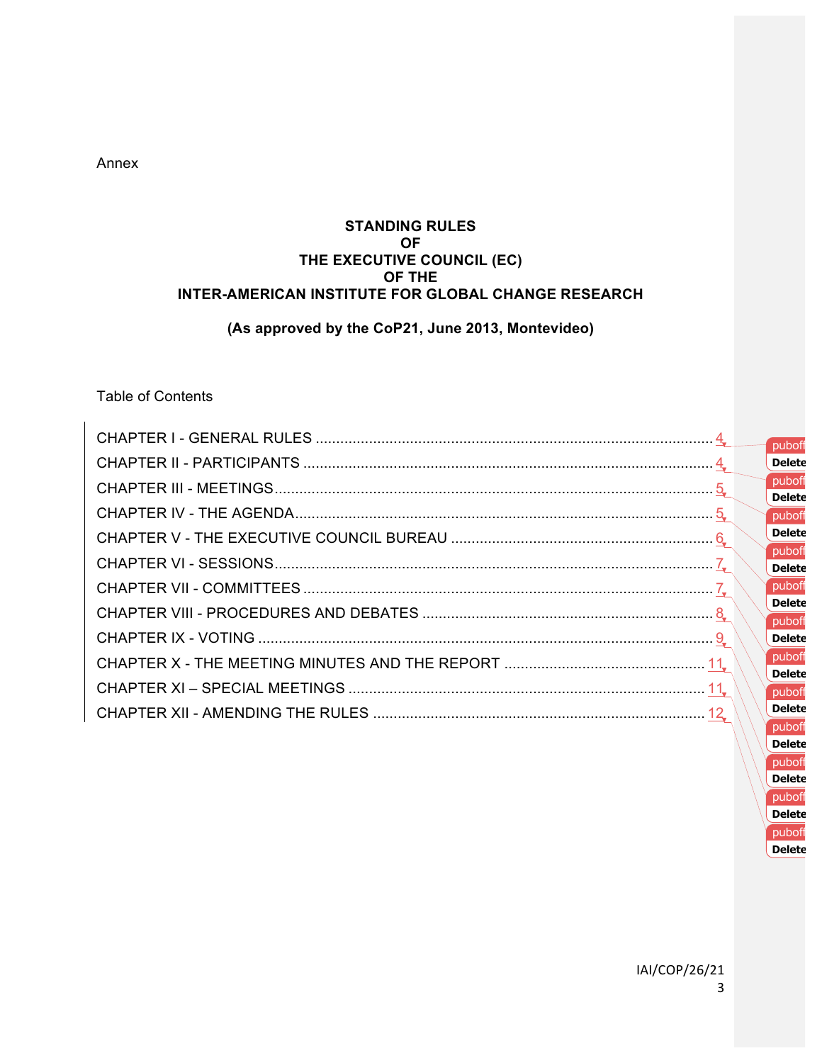Annex

**STANDING RULES**
**OF**
**THE EXECUTIVE COUNCIL (EC)**
**OF THE**
**INTER-AMERICAN INSTITUTE FOR GLOBAL CHANGE RESEARCH**

**(As approved by the CoP21, June 2013, Montevideo)**

Table of Contents

CHAPTER I - GENERAL RULES ........ 4
CHAPTER II - PARTICIPANTS ........ 4
CHAPTER III - MEETINGS ........ 5
CHAPTER IV - THE AGENDA ........ 5
CHAPTER V - THE EXECUTIVE COUNCIL BUREAU ........ 6
CHAPTER VI - SESSIONS ........ 7
CHAPTER VII - COMMITTEES ........ 7
CHAPTER VIII - PROCEDURES AND DEBATES ........ 8
CHAPTER IX - VOTING ........ 9
CHAPTER X - THE MEETING MINUTES AND THE REPORT ........ 11
CHAPTER XI – SPECIAL MEETINGS ........ 11
CHAPTER XII - AMENDING THE RULES ........ 12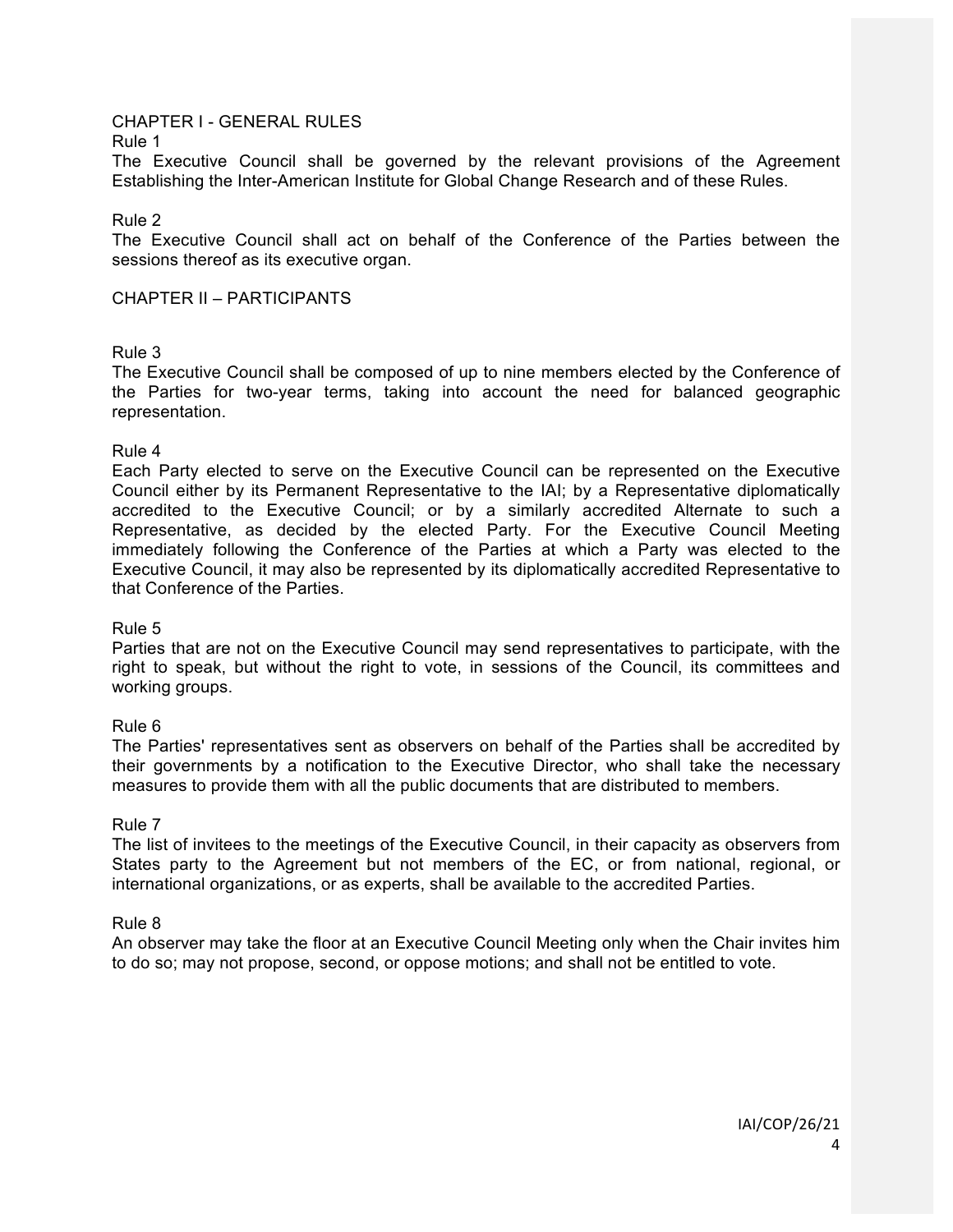## CHAPTER I - GENERAL RULES

### Rule 1

The Executive Council shall be governed by the relevant provisions of the Agreement Establishing the Inter-American Institute for Global Change Research and of these Rules.

### Rule 2

The Executive Council shall act on behalf of the Conference of the Parties between the sessions thereof as its executive organ.

## CHAPTER II – PARTICIPANTS

### Rule 3

The Executive Council shall be composed of up to nine members elected by the Conference of the Parties for two-year terms, taking into account the need for balanced geographic representation.

### Rule 4

Each Party elected to serve on the Executive Council can be represented on the Executive Council either by its Permanent Representative to the IAI; by a Representative diplomatically accredited to the Executive Council; or by a similarly accredited Alternate to such a Representative, as decided by the elected Party. For the Executive Council Meeting immediately following the Conference of the Parties at which a Party was elected to the Executive Council, it may also be represented by its diplomatically accredited Representative to that Conference of the Parties.

### Rule 5

Parties that are not on the Executive Council may send representatives to participate, with the right to speak, but without the right to vote, in sessions of the Council, its committees and working groups.

### Rule 6

The Parties' representatives sent as observers on behalf of the Parties shall be accredited by their governments by a notification to the Executive Director, who shall take the necessary measures to provide them with all the public documents that are distributed to members.

### Rule 7

The list of invitees to the meetings of the Executive Council, in their capacity as observers from States party to the Agreement but not members of the EC, or from national, regional, or international organizations, or as experts, shall be available to the accredited Parties.

### Rule 8

An observer may take the floor at an Executive Council Meeting only when the Chair invites him to do so; may not propose, second, or oppose motions; and shall not be entitled to vote.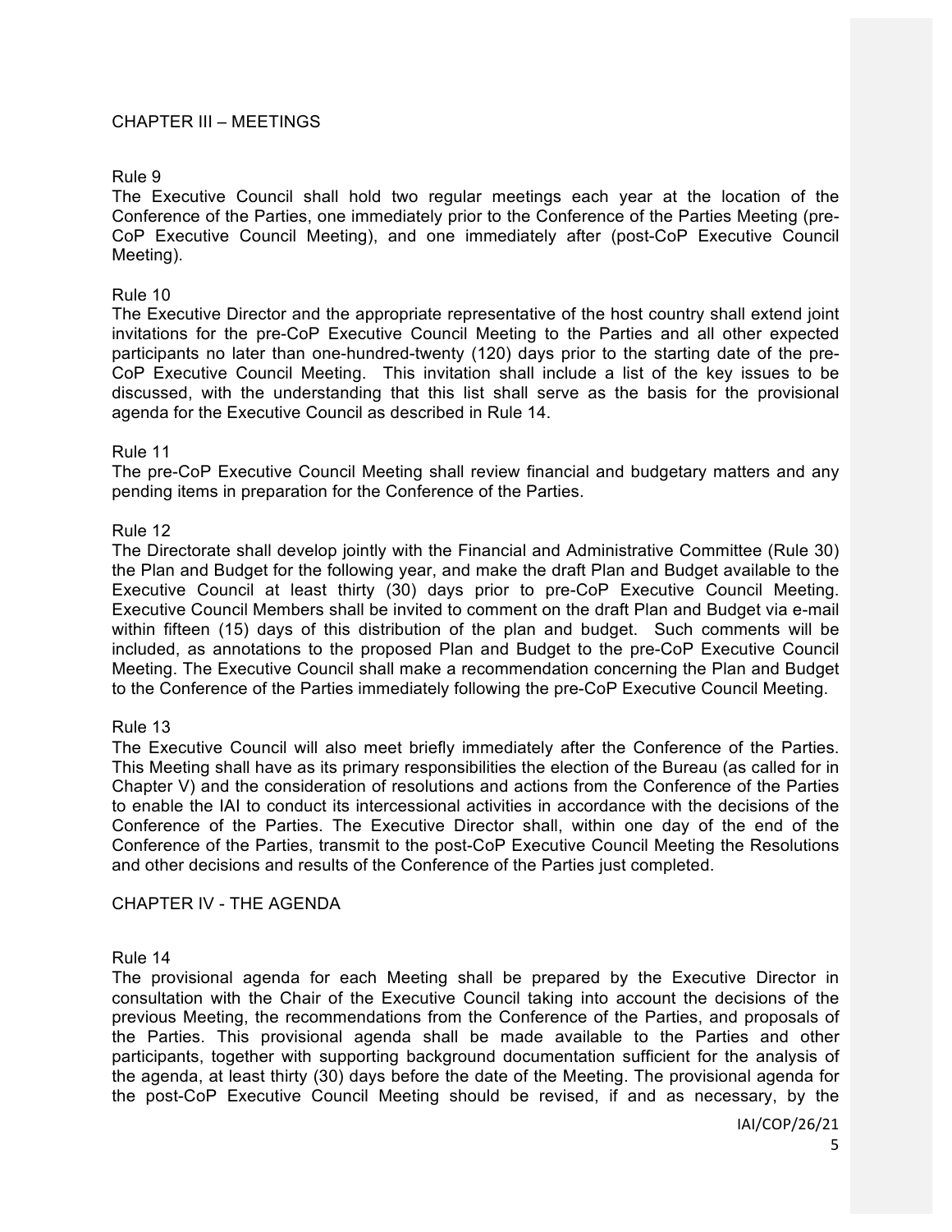## CHAPTER III – MEETINGS

Rule 9

The Executive Council shall hold two regular meetings each year at the location of the Conference of the Parties, one immediately prior to the Conference of the Parties Meeting (pre-CoP Executive Council Meeting), and one immediately after (post-CoP Executive Council Meeting).

Rule 10

The Executive Director and the appropriate representative of the host country shall extend joint invitations for the pre-CoP Executive Council Meeting to the Parties and all other expected participants no later than one-hundred-twenty (120) days prior to the starting date of the pre-CoP Executive Council Meeting. This invitation shall include a list of the key issues to be discussed, with the understanding that this list shall serve as the basis for the provisional agenda for the Executive Council as described in Rule 14.

Rule 11

The pre-CoP Executive Council Meeting shall review financial and budgetary matters and any pending items in preparation for the Conference of the Parties.

Rule 12

The Directorate shall develop jointly with the Financial and Administrative Committee (Rule 30) the Plan and Budget for the following year, and make the draft Plan and Budget available to the Executive Council at least thirty (30) days prior to pre-CoP Executive Council Meeting. Executive Council Members shall be invited to comment on the draft Plan and Budget via e-mail within fifteen (15) days of this distribution of the plan and budget. Such comments will be included, as annotations to the proposed Plan and Budget to the pre-CoP Executive Council Meeting. The Executive Council shall make a recommendation concerning the Plan and Budget to the Conference of the Parties immediately following the pre-CoP Executive Council Meeting.

Rule 13

The Executive Council will also meet briefly immediately after the Conference of the Parties. This Meeting shall have as its primary responsibilities the election of the Bureau (as called for in Chapter V) and the consideration of resolutions and actions from the Conference of the Parties to enable the IAI to conduct its intercessional activities in accordance with the decisions of the Conference of the Parties. The Executive Director shall, within one day of the end of the Conference of the Parties, transmit to the post-CoP Executive Council Meeting the Resolutions and other decisions and results of the Conference of the Parties just completed.

## CHAPTER IV - THE AGENDA

Rule 14

The provisional agenda for each Meeting shall be prepared by the Executive Director in consultation with the Chair of the Executive Council taking into account the decisions of the previous Meeting, the recommendations from the Conference of the Parties, and proposals of the Parties. This provisional agenda shall be made available to the Parties and other participants, together with supporting background documentation sufficient for the analysis of the agenda, at least thirty (30) days before the date of the Meeting. The provisional agenda for the post-CoP Executive Council Meeting should be revised, if and as necessary, by the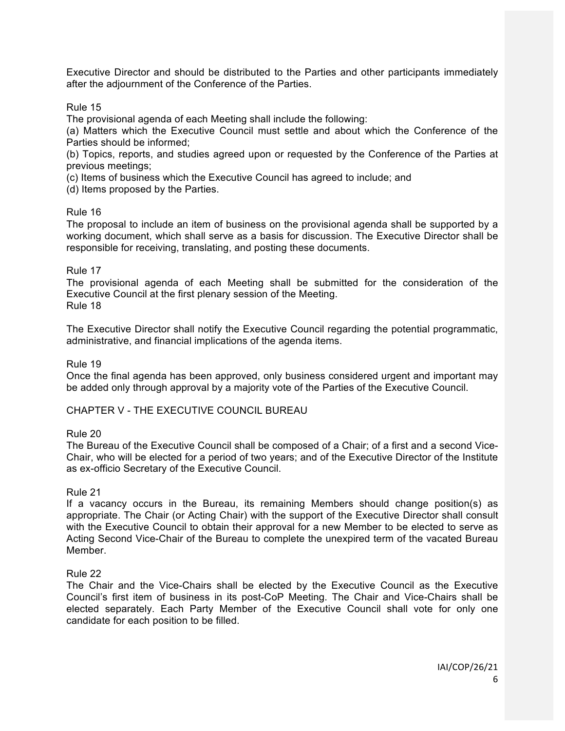Executive Director and should be distributed to the Parties and other participants immediately after the adjournment of the Conference of the Parties.

Rule 15

The provisional agenda of each Meeting shall include the following:

(a) Matters which the Executive Council must settle and about which the Conference of the Parties should be informed;

(b) Topics, reports, and studies agreed upon or requested by the Conference of the Parties at previous meetings;

(c) Items of business which the Executive Council has agreed to include; and

(d) Items proposed by the Parties.

Rule 16

The proposal to include an item of business on the provisional agenda shall be supported by a working document, which shall serve as a basis for discussion. The Executive Director shall be responsible for receiving, translating, and posting these documents.

Rule 17

The provisional agenda of each Meeting shall be submitted for the consideration of the Executive Council at the first plenary session of the Meeting.

Rule 18

The Executive Director shall notify the Executive Council regarding the potential programmatic, administrative, and financial implications of the agenda items.

Rule 19

Once the final agenda has been approved, only business considered urgent and important may be added only through approval by a majority vote of the Parties of the Executive Council.

## CHAPTER V - THE EXECUTIVE COUNCIL BUREAU

Rule 20

The Bureau of the Executive Council shall be composed of a Chair; of a first and a second Vice-Chair, who will be elected for a period of two years; and of the Executive Director of the Institute as ex-officio Secretary of the Executive Council.

Rule 21

If a vacancy occurs in the Bureau, its remaining Members should change position(s) as appropriate. The Chair (or Acting Chair) with the support of the Executive Director shall consult with the Executive Council to obtain their approval for a new Member to be elected to serve as Acting Second Vice-Chair of the Bureau to complete the unexpired term of the vacated Bureau Member.

Rule 22

The Chair and the Vice-Chairs shall be elected by the Executive Council as the Executive Council's first item of business in its post-CoP Meeting. The Chair and Vice-Chairs shall be elected separately. Each Party Member of the Executive Council shall vote for only one candidate for each position to be filled.

IAI/COP/26/21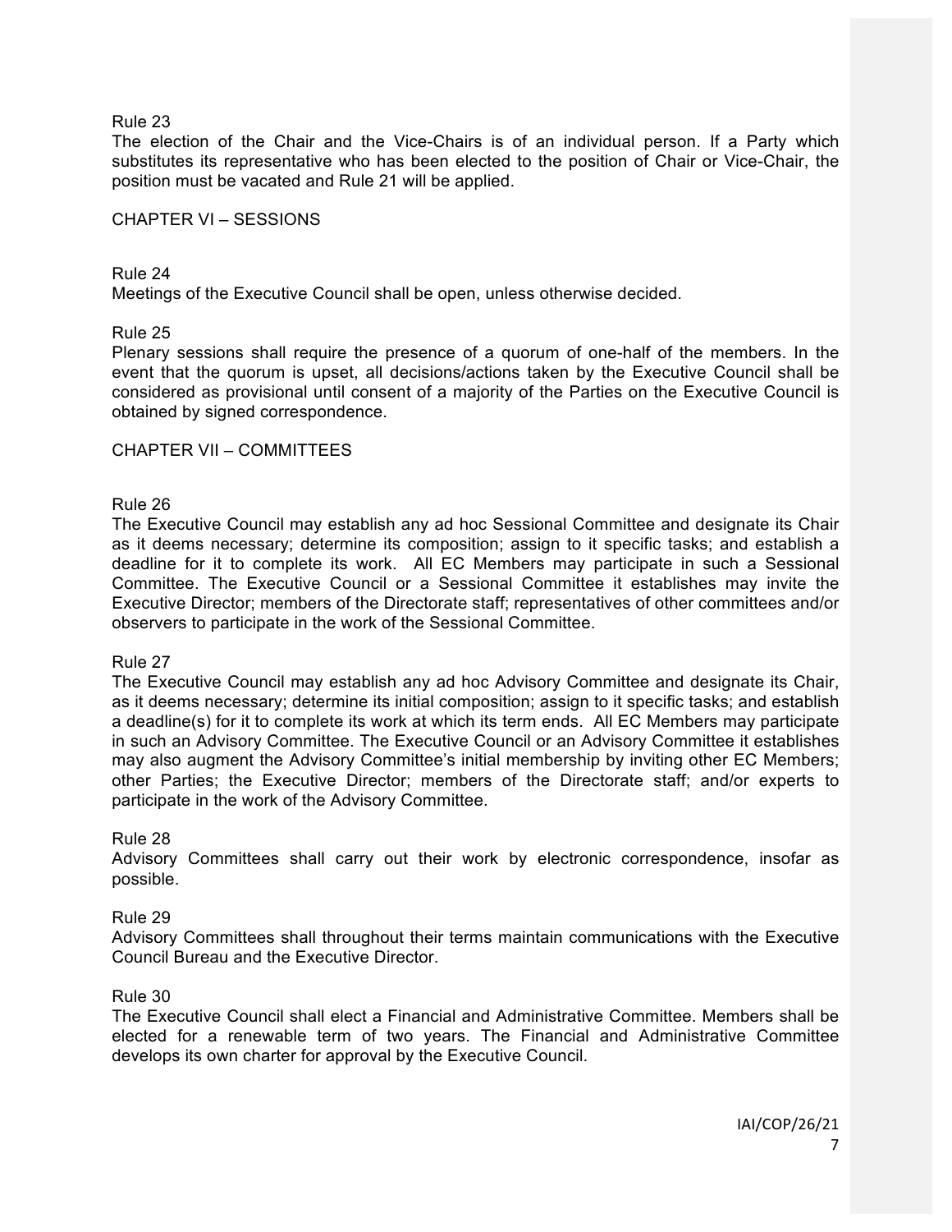Rule 23

The election of the Chair and the Vice-Chairs is of an individual person. If a Party which substitutes its representative who has been elected to the position of Chair or Vice-Chair, the position must be vacated and Rule 21 will be applied.

## CHAPTER VI – SESSIONS

Rule 24

Meetings of the Executive Council shall be open, unless otherwise decided.

Rule 25

Plenary sessions shall require the presence of a quorum of one-half of the members. In the event that the quorum is upset, all decisions/actions taken by the Executive Council shall be considered as provisional until consent of a majority of the Parties on the Executive Council is obtained by signed correspondence.

## CHAPTER VII – COMMITTEES

Rule 26

The Executive Council may establish any ad hoc Sessional Committee and designate its Chair as it deems necessary; determine its composition; assign to it specific tasks; and establish a deadline for it to complete its work. All EC Members may participate in such a Sessional Committee. The Executive Council or a Sessional Committee it establishes may invite the Executive Director; members of the Directorate staff; representatives of other committees and/or observers to participate in the work of the Sessional Committee.

Rule 27

The Executive Council may establish any ad hoc Advisory Committee and designate its Chair, as it deems necessary; determine its initial composition; assign to it specific tasks; and establish a deadline(s) for it to complete its work at which its term ends. All EC Members may participate in such an Advisory Committee. The Executive Council or an Advisory Committee it establishes may also augment the Advisory Committee's initial membership by inviting other EC Members; other Parties; the Executive Director; members of the Directorate staff; and/or experts to participate in the work of the Advisory Committee.

Rule 28

Advisory Committees shall carry out their work by electronic correspondence, insofar as possible.

Rule 29

Advisory Committees shall throughout their terms maintain communications with the Executive Council Bureau and the Executive Director.

Rule 30

The Executive Council shall elect a Financial and Administrative Committee. Members shall be elected for a renewable term of two years. The Financial and Administrative Committee develops its own charter for approval by the Executive Council.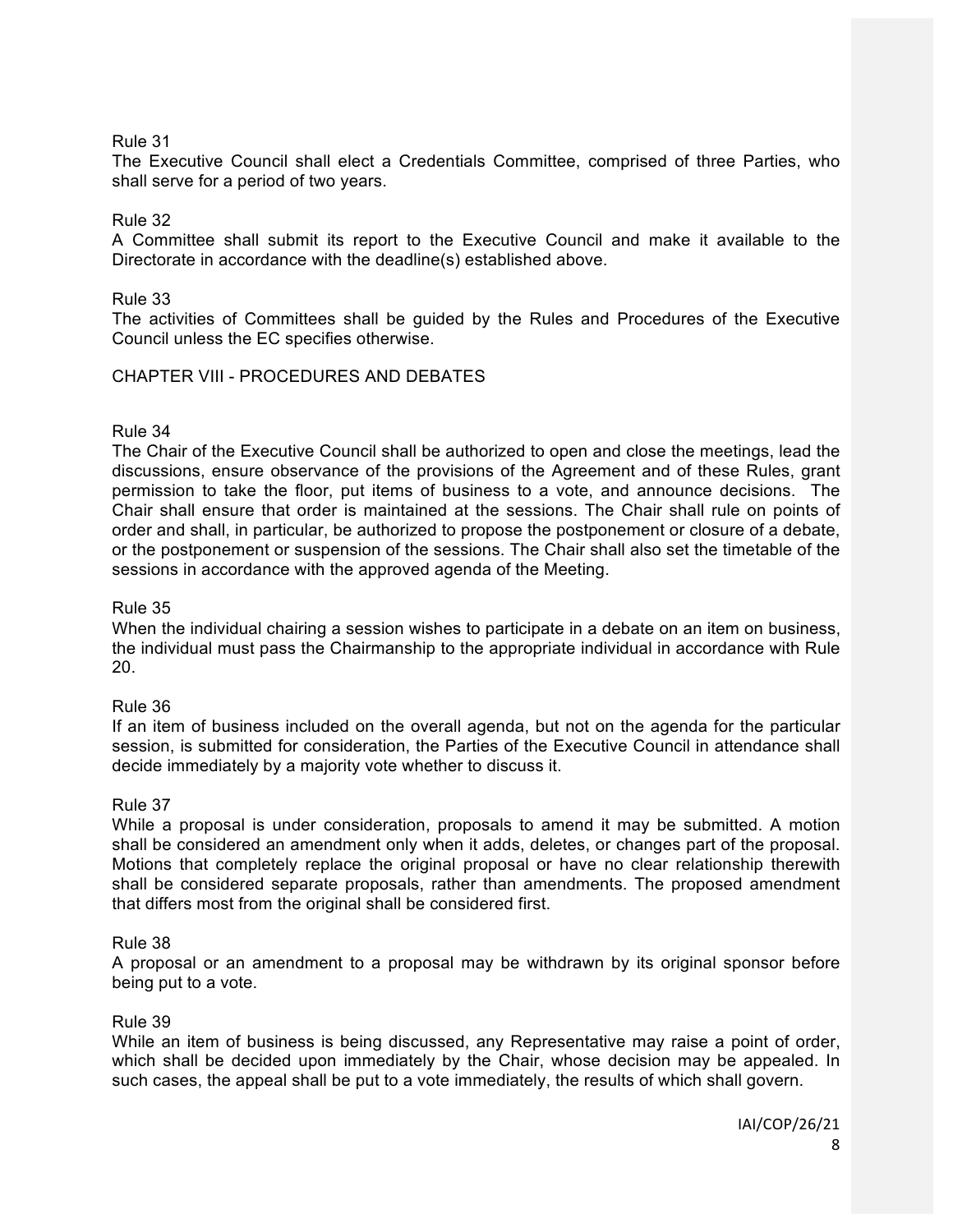Rule 31

The Executive Council shall elect a Credentials Committee, comprised of three Parties, who shall serve for a period of two years.

Rule 32

A Committee shall submit its report to the Executive Council and make it available to the Directorate in accordance with the deadline(s) established above.

Rule 33

The activities of Committees shall be guided by the Rules and Procedures of the Executive Council unless the EC specifies otherwise.

## CHAPTER VIII - PROCEDURES AND DEBATES

Rule 34

The Chair of the Executive Council shall be authorized to open and close the meetings, lead the discussions, ensure observance of the provisions of the Agreement and of these Rules, grant permission to take the floor, put items of business to a vote, and announce decisions. The Chair shall ensure that order is maintained at the sessions. The Chair shall rule on points of order and shall, in particular, be authorized to propose the postponement or closure of a debate, or the postponement or suspension of the sessions. The Chair shall also set the timetable of the sessions in accordance with the approved agenda of the Meeting.

Rule 35

When the individual chairing a session wishes to participate in a debate on an item on business, the individual must pass the Chairmanship to the appropriate individual in accordance with Rule 20.

Rule 36

If an item of business included on the overall agenda, but not on the agenda for the particular session, is submitted for consideration, the Parties of the Executive Council in attendance shall decide immediately by a majority vote whether to discuss it.

Rule 37

While a proposal is under consideration, proposals to amend it may be submitted. A motion shall be considered an amendment only when it adds, deletes, or changes part of the proposal. Motions that completely replace the original proposal or have no clear relationship therewith shall be considered separate proposals, rather than amendments. The proposed amendment that differs most from the original shall be considered first.

Rule 38

A proposal or an amendment to a proposal may be withdrawn by its original sponsor before being put to a vote.

Rule 39

While an item of business is being discussed, any Representative may raise a point of order, which shall be decided upon immediately by the Chair, whose decision may be appealed. In such cases, the appeal shall be put to a vote immediately, the results of which shall govern.

IAI/COP/26/21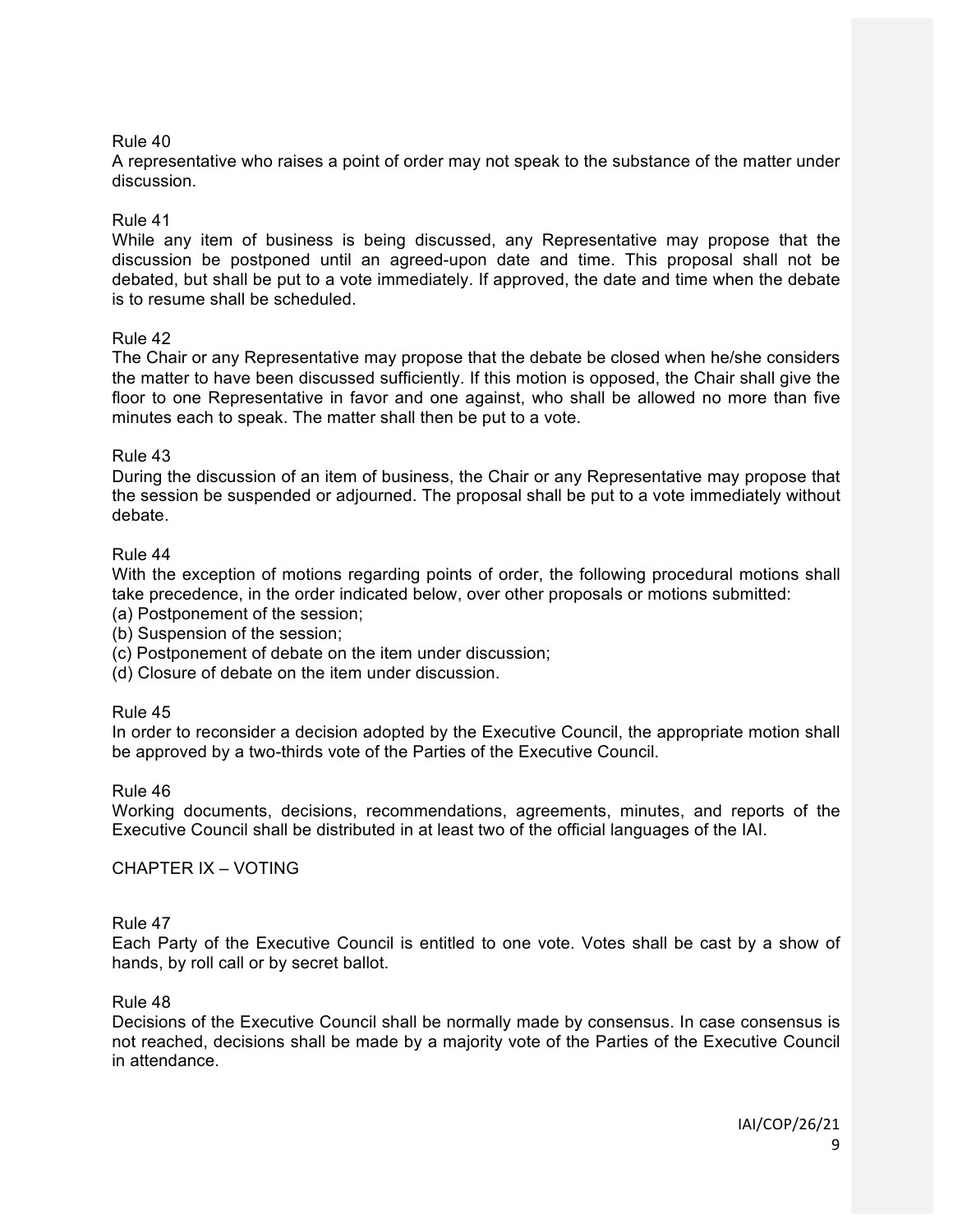Rule 40

A representative who raises a point of order may not speak to the substance of the matter under discussion.

Rule 41

While any item of business is being discussed, any Representative may propose that the discussion be postponed until an agreed-upon date and time. This proposal shall not be debated, but shall be put to a vote immediately. If approved, the date and time when the debate is to resume shall be scheduled.

Rule 42

The Chair or any Representative may propose that the debate be closed when he/she considers the matter to have been discussed sufficiently. If this motion is opposed, the Chair shall give the floor to one Representative in favor and one against, who shall be allowed no more than five minutes each to speak. The matter shall then be put to a vote.

Rule 43

During the discussion of an item of business, the Chair or any Representative may propose that the session be suspended or adjourned. The proposal shall be put to a vote immediately without debate.

Rule 44

With the exception of motions regarding points of order, the following procedural motions shall take precedence, in the order indicated below, over other proposals or motions submitted:

(a) Postponement of the session;
(b) Suspension of the session;
(c) Postponement of debate on the item under discussion;
(d) Closure of debate on the item under discussion.

Rule 45

In order to reconsider a decision adopted by the Executive Council, the appropriate motion shall be approved by a two-thirds vote of the Parties of the Executive Council.

Rule 46

Working documents, decisions, recommendations, agreements, minutes, and reports of the Executive Council shall be distributed in at least two of the official languages of the IAI.

## CHAPTER IX – VOTING

Rule 47

Each Party of the Executive Council is entitled to one vote. Votes shall be cast by a show of hands, by roll call or by secret ballot.

Rule 48

Decisions of the Executive Council shall be normally made by consensus. In case consensus is not reached, decisions shall be made by a majority vote of the Parties of the Executive Council in attendance.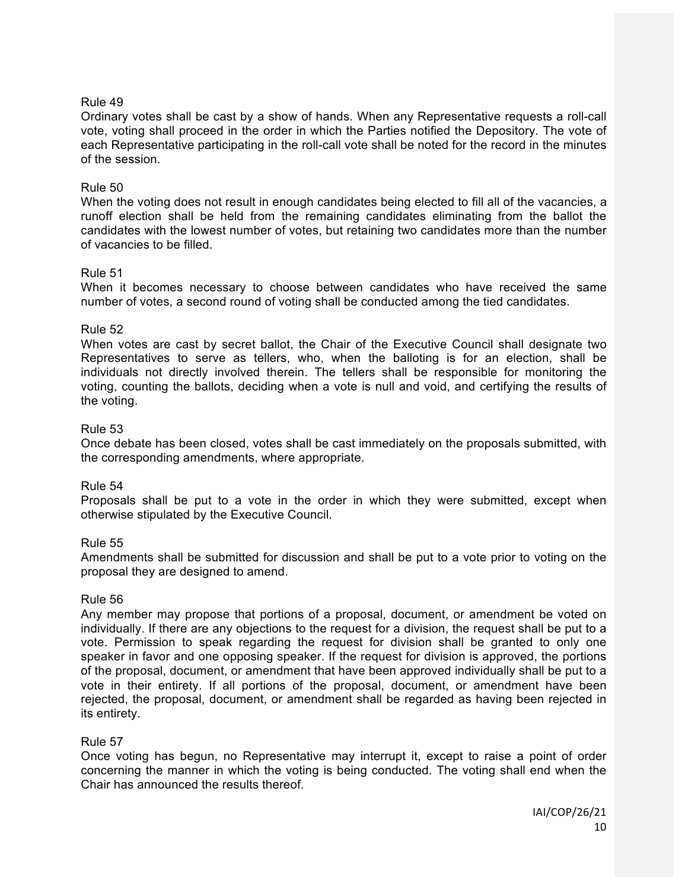Rule 49

Ordinary votes shall be cast by a show of hands. When any Representative requests a roll-call vote, voting shall proceed in the order in which the Parties notified the Depository. The vote of each Representative participating in the roll-call vote shall be noted for the record in the minutes of the session.

Rule 50

When the voting does not result in enough candidates being elected to fill all of the vacancies, a runoff election shall be held from the remaining candidates eliminating from the ballot the candidates with the lowest number of votes, but retaining two candidates more than the number of vacancies to be filled.

Rule 51

When it becomes necessary to choose between candidates who have received the same number of votes, a second round of voting shall be conducted among the tied candidates.

Rule 52

When votes are cast by secret ballot, the Chair of the Executive Council shall designate two Representatives to serve as tellers, who, when the balloting is for an election, shall be individuals not directly involved therein. The tellers shall be responsible for monitoring the voting, counting the ballots, deciding when a vote is null and void, and certifying the results of the voting.

Rule 53

Once debate has been closed, votes shall be cast immediately on the proposals submitted, with the corresponding amendments, where appropriate.

Rule 54

Proposals shall be put to a vote in the order in which they were submitted, except when otherwise stipulated by the Executive Council.

Rule 55

Amendments shall be submitted for discussion and shall be put to a vote prior to voting on the proposal they are designed to amend.

Rule 56

Any member may propose that portions of a proposal, document, or amendment be voted on individually. If there are any objections to the request for a division, the request shall be put to a vote. Permission to speak regarding the request for division shall be granted to only one speaker in favor and one opposing speaker. If the request for division is approved, the portions of the proposal, document, or amendment that have been approved individually shall be put to a vote in their entirety. If all portions of the proposal, document, or amendment have been rejected, the proposal, document, or amendment shall be regarded as having been rejected in its entirety.

Rule 57

Once voting has begun, no Representative may interrupt it, except to raise a point of order concerning the manner in which the voting is being conducted. The voting shall end when the Chair has announced the results thereof.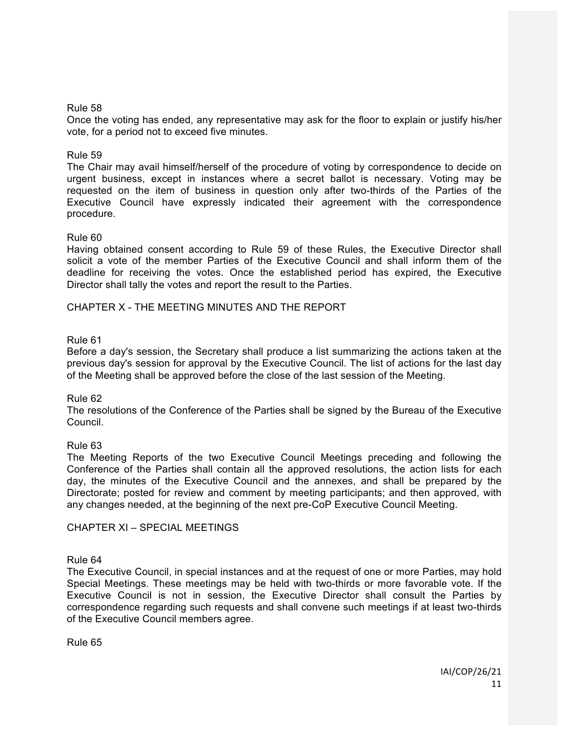Rule 58

Once the voting has ended, any representative may ask for the floor to explain or justify his/her vote, for a period not to exceed five minutes.

Rule 59

The Chair may avail himself/herself of the procedure of voting by correspondence to decide on urgent business, except in instances where a secret ballot is necessary. Voting may be requested on the item of business in question only after two-thirds of the Parties of the Executive Council have expressly indicated their agreement with the correspondence procedure.

Rule 60

Having obtained consent according to Rule 59 of these Rules, the Executive Director shall solicit a vote of the member Parties of the Executive Council and shall inform them of the deadline for receiving the votes. Once the established period has expired, the Executive Director shall tally the votes and report the result to the Parties.

## CHAPTER X - THE MEETING MINUTES AND THE REPORT

Rule 61

Before a day's session, the Secretary shall produce a list summarizing the actions taken at the previous day's session for approval by the Executive Council. The list of actions for the last day of the Meeting shall be approved before the close of the last session of the Meeting.

Rule 62

The resolutions of the Conference of the Parties shall be signed by the Bureau of the Executive Council.

Rule 63

The Meeting Reports of the two Executive Council Meetings preceding and following the Conference of the Parties shall contain all the approved resolutions, the action lists for each day, the minutes of the Executive Council and the annexes, and shall be prepared by the Directorate; posted for review and comment by meeting participants; and then approved, with any changes needed, at the beginning of the next pre-CoP Executive Council Meeting.

## CHAPTER XI – SPECIAL MEETINGS

Rule 64

The Executive Council, in special instances and at the request of one or more Parties, may hold Special Meetings. These meetings may be held with two-thirds or more favorable vote. If the Executive Council is not in session, the Executive Director shall consult the Parties by correspondence regarding such requests and shall convene such meetings if at least two-thirds of the Executive Council members agree.

Rule 65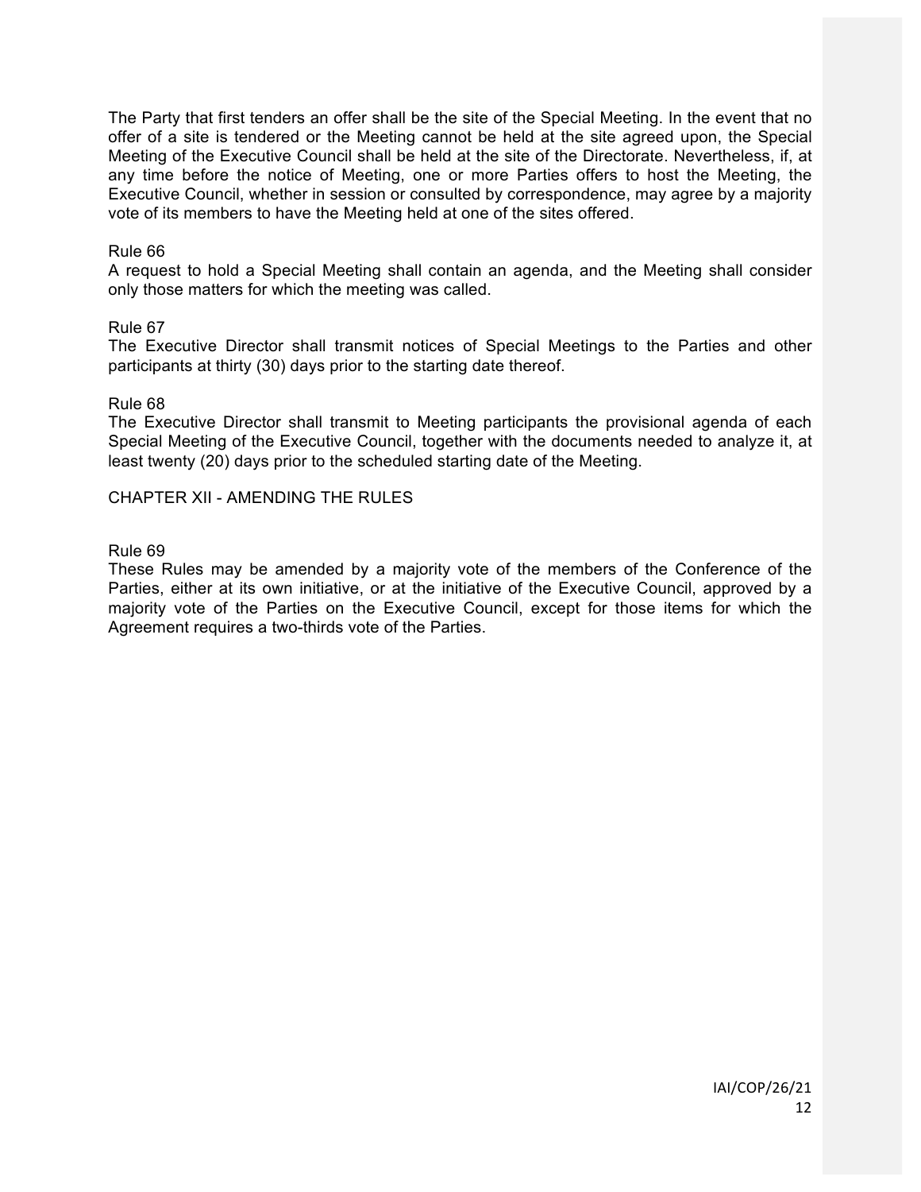The Party that first tenders an offer shall be the site of the Special Meeting. In the event that no offer of a site is tendered or the Meeting cannot be held at the site agreed upon, the Special Meeting of the Executive Council shall be held at the site of the Directorate. Nevertheless, if, at any time before the notice of Meeting, one or more Parties offers to host the Meeting, the Executive Council, whether in session or consulted by correspondence, may agree by a majority vote of its members to have the Meeting held at one of the sites offered.

Rule 66
A request to hold a Special Meeting shall contain an agenda, and the Meeting shall consider only those matters for which the meeting was called.

Rule 67
The Executive Director shall transmit notices of Special Meetings to the Parties and other participants at thirty (30) days prior to the starting date thereof.

Rule 68
The Executive Director shall transmit to Meeting participants the provisional agenda of each Special Meeting of the Executive Council, together with the documents needed to analyze it, at least twenty (20) days prior to the scheduled starting date of the Meeting.

## CHAPTER XII - AMENDING THE RULES

Rule 69
These Rules may be amended by a majority vote of the members of the Conference of the Parties, either at its own initiative, or at the initiative of the Executive Council, approved by a majority vote of the Parties on the Executive Council, except for those items for which the Agreement requires a two-thirds vote of the Parties.